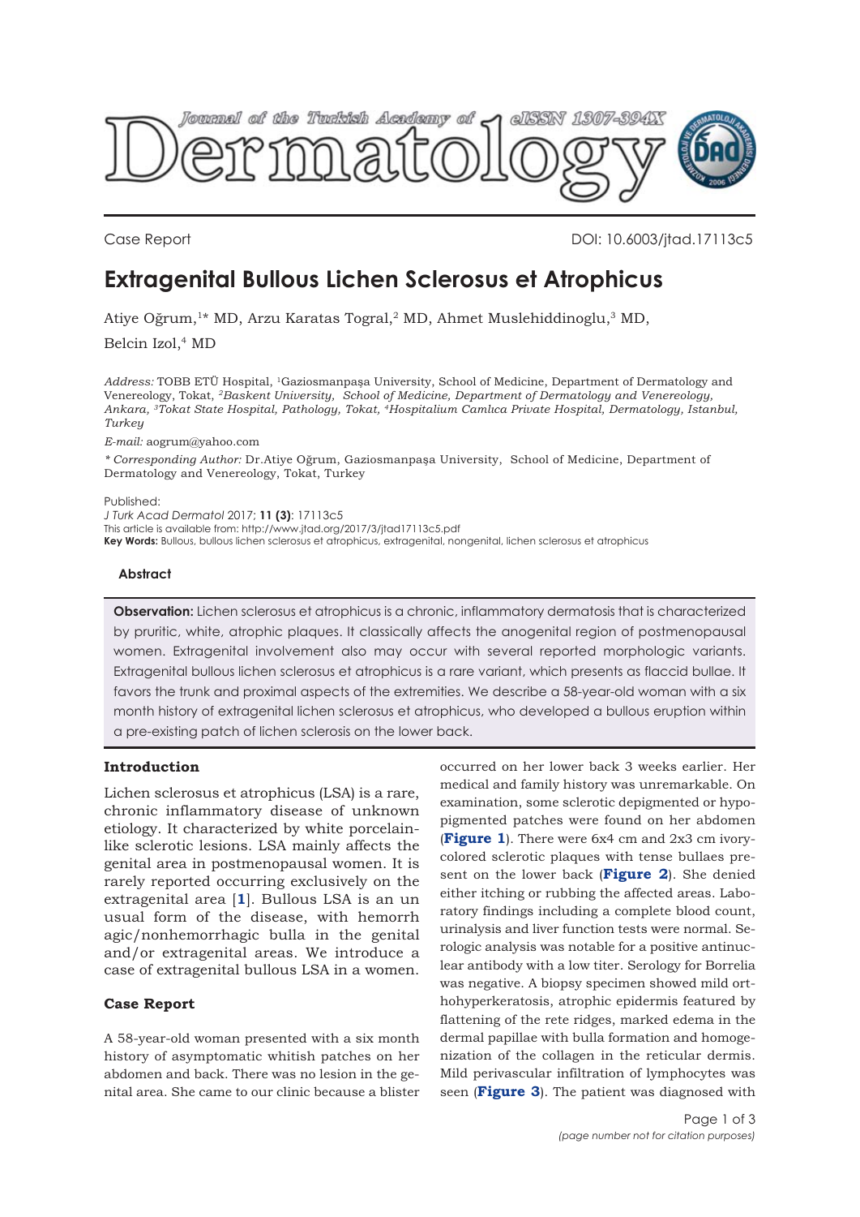Case Report

DOI: 10.6003/jtad.17113c5

# Extragenital Bullous Lichen Sclerosus et Atrophicus

Atiye Oğrum,[1]* MD, Arzu Karatas Togral,[2] MD, Ahmet Muslehiddinoglu,[3] MD, Belcin Izol,[4] MD

*Address:* TOBB ETÜ Hospital, [1]Gaziosmanpaşa University, School of Medicine, Department of Dermatology and Venereology, Tokat, [2]*Baskent University, School of Medicine, Department of Dermatology and Venereology, Ankara,* [3]*Tokat State Hospital, Pathology, Tokat,* [4]*Hospitalium Camlıca Private Hospital, Dermatology, Istanbul, Turkey*

*E-mail:* aogrum@yahoo.com

*\* Corresponding Author:* Dr.Atiye Oğrum, Gaziosmanpaşa University, School of Medicine, Department of Dermatology and Venereology, Tokat, Turkey

Published:

*J Turk Acad Dermatol* 2017; **11 (3)**: 17113c5

This article is available from: http://www.jtad.org/2017/3/jtad17113c5.pdf

**Key Words:** Bullous, bullous lichen sclerosus et atrophicus, extragenital, nongenital, lichen sclerosus et atrophicus

## Abstract

**Observation:** Lichen sclerosus et atrophicus is a chronic, inflammatory dermatosis that is characterized by pruritic, white, atrophic plaques. It classically affects the anogenital region of postmenopausal women. Extragenital involvement also may occur with several reported morphologic variants. Extragenital bullous lichen sclerosus et atrophicus is a rare variant, which presents as flaccid bullae. It favors the trunk and proximal aspects of the extremities. We describe a 58-year-old woman with a six month history of extragenital lichen sclerosus et atrophicus, who developed a bullous eruption within a pre-existing patch of lichen sclerosis on the lower back.

## Introduction

Lichen sclerosus et atrophicus (LSA) is a rare, chronic inflammatory disease of unknown etiology. It characterized by white porcelain-like sclerotic lesions. LSA mainly affects the genital area in postmenopausal women. It is rarely reported occurring exclusively on the extragenital area [1]. Bullous LSA is an un usual form of the disease, with hemorrh agic/nonhemorrhagic bulla in the genital and/or extragenital areas. We introduce a case of extragenital bullous LSA in a women.

## Case Report

A 58-year-old woman presented with a six month history of asymptomatic whitish patches on her abdomen and back. There was no lesion in the genital area. She came to our clinic because a blister occurred on her lower back 3 weeks earlier. Her medical and family history was unremarkable. On examination, some sclerotic depigmented or hypopigmented patches were found on her abdomen (**Figure 1**). There were 6x4 cm and 2x3 cm ivory-colored sclerotic plaques with tense bullaes present on the lower back (**Figure 2**). She denied either itching or rubbing the affected areas. Laboratory findings including a complete blood count, urinalysis and liver function tests were normal. Serologic analysis was notable for a positive antinuclear antibody with a low titer. Serology for Borrelia was negative. A biopsy specimen showed mild orthohyperkeratosis, atrophic epidermis featured by flattening of the rete ridges, marked edema in the dermal papillae with bulla formation and homogenization of the collagen in the reticular dermis. Mild perivascular infiltration of lymphocytes was seen (**Figure 3**). The patient was diagnosed with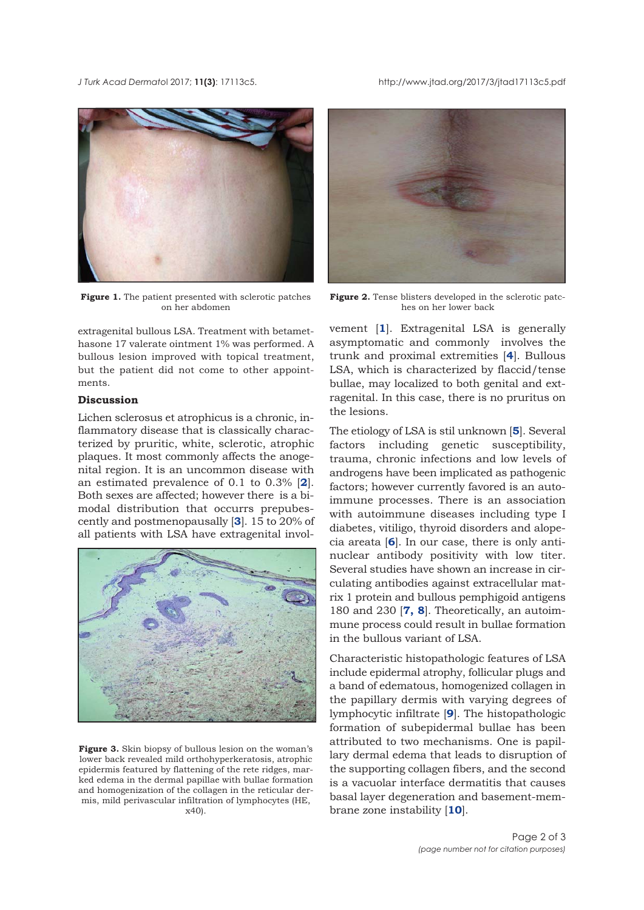Figure 1. The patient presented with sclerotic patches on her abdomen

Figure 2. Tense blisters developed in the sclerotic patches on her lower back

extragenital bullous LSA. Treatment with betamethasone 17 valerate ointment 1% was performed. A bullous lesion improved with topical treatment, but the patient did not come to other appointments.

## Discussion

Lichen sclerosus et atrophicus is a chronic, inflammatory disease that is classically characterized by pruritic, white, sclerotic, atrophic plaques. It most commonly affects the anogenital region. It is an uncommon disease with an estimated prevalence of 0.1 to 0.3% [2]. Both sexes are affected; however there is a bimodal distribution that occurrs prepubescently and postmenopausally [3]. 15 to 20% of all patients with LSA have extragenital involvement [1]. Extragenital LSA is generally asymptomatic and commonly involves the trunk and proximal extremities [4]. Bullous LSA, which is characterized by flaccid/tense bullae, may localized to both genital and extragenital. In this case, there is no pruritus on the lesions.

Figure 3. Skin biopsy of bullous lesion on the woman's lower back revealed mild orthohyperkeratosis, atrophic epidermis featured by flattening of the rete ridges, marked edema in the dermal papillae with bullae formation and homogenization of the collagen in the reticular dermis, mild perivascular infiltration of lymphocytes (HE, x40).

The etiology of LSA is stil unknown [5]. Several factors including genetic susceptibility, trauma, chronic infections and low levels of androgens have been implicated as pathogenic factors; however currently favored is an autoimmune processes. There is an association with autoimmune diseases including type I diabetes, vitiligo, thyroid disorders and alopecia areata [6]. In our case, there is only antinuclear antibody positivity with low titer. Several studies have shown an increase in circulating antibodies against extracellular matrix 1 protein and bullous pemphigoid antigens 180 and 230 [7, 8]. Theoretically, an autoimmune process could result in bullae formation in the bullous variant of LSA.

Characteristic histopathologic features of LSA include epidermal atrophy, follicular plugs and a band of edematous, homogenized collagen in the papillary dermis with varying degrees of lymphocytic infiltrate [9]. The histopathologic formation of subepidermal bullae has been attributed to two mechanisms. One is papillary dermal edema that leads to disruption of the supporting collagen fibers, and the second is a vacuolar interface dermatitis that causes basal layer degeneration and basement-membrane zone instability [10].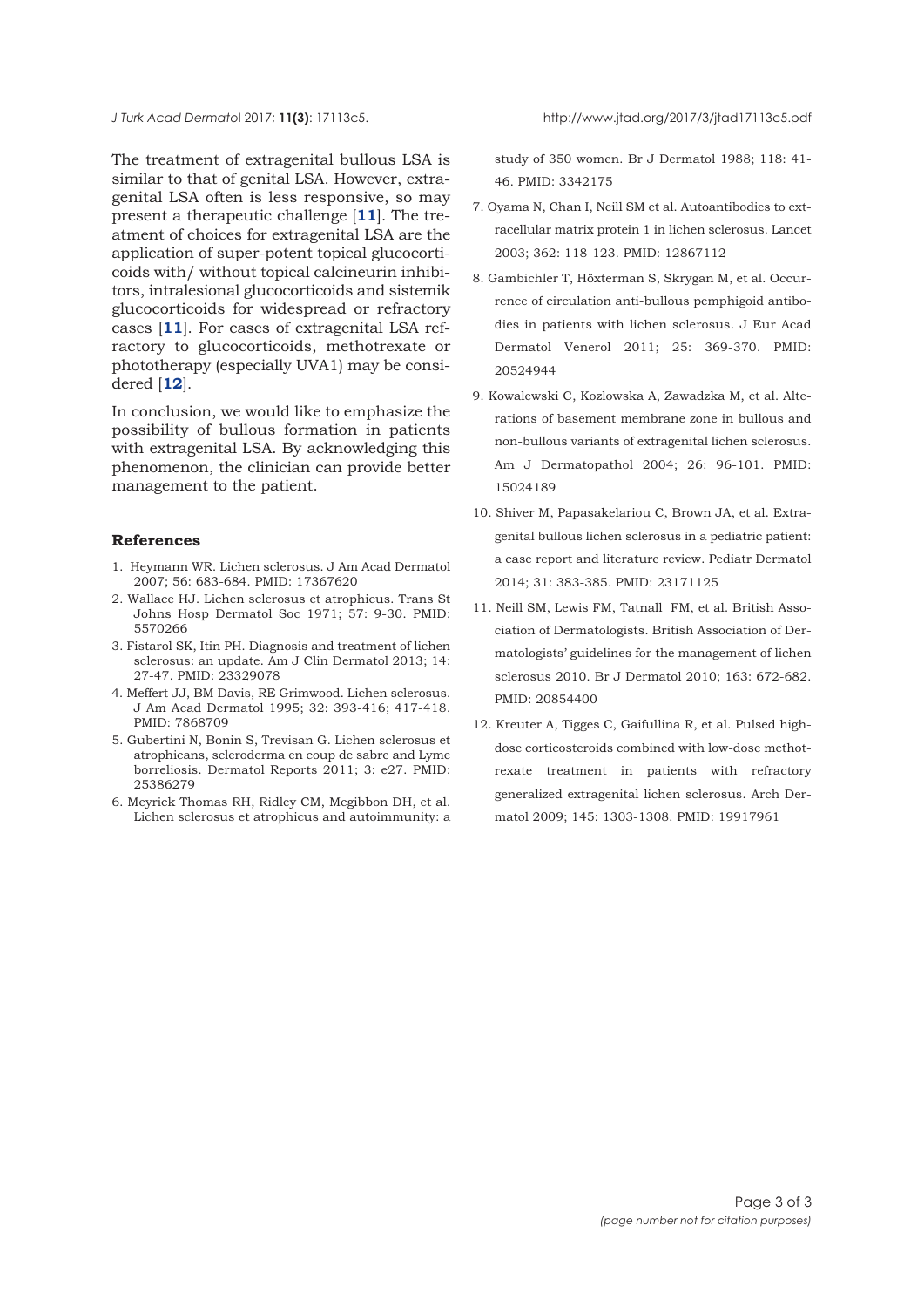The treatment of extragenital bullous LSA is similar to that of genital LSA. However, extragenital LSA often is less responsive, so may present a therapeutic challenge [**11**]. The treatment of choices for extragenital LSA are the application of super-potent topical glucocorticoids with/ without topical calcineurin inhibitors, intralesional glucocorticoids and sistemik glucocorticoids for widespread or refractory cases [**11**]. For cases of extragenital LSA refractory to glucocorticoids, methotrexate or phototherapy (especially UVA1) may be considered [**12**].

In conclusion, we would like to emphasize the possibility of bullous formation in patients with extragenital LSA. By acknowledging this phenomenon, the clinician can provide better management to the patient.

## References

1. Heymann WR. Lichen sclerosus. J Am Acad Dermatol 2007; 56: 683-684. PMID: 17367620
2. Wallace HJ. Lichen sclerosus et atrophicus. Trans St Johns Hosp Dermatol Soc 1971; 57: 9-30. PMID: 5570266
3. Fistarol SK, Itin PH. Diagnosis and treatment of lichen sclerosus: an update. Am J Clin Dermatol 2013; 14: 27-47. PMID: 23329078
4. Meffert JJ, BM Davis, RE Grimwood. Lichen sclerosus. J Am Acad Dermatol 1995; 32: 393-416; 417-418. PMID: 7868709
5. Gubertini N, Bonin S, Trevisan G. Lichen sclerosus et atrophicans, scleroderma en coup de sabre and Lyme borreliosis. Dermatol Reports 2011; 3: e27. PMID: 25386279
6. Meyrick Thomas RH, Ridley CM, Mcgibbon DH, et al. Lichen sclerosus et atrophicus and autoimmunity: a study of 350 women. Br J Dermatol 1988; 118: 41-46. PMID: 3342175
7. Oyama N, Chan I, Neill SM et al. Autoantibodies to extracellular matrix protein 1 in lichen sclerosus. Lancet 2003; 362: 118-123. PMID: 12867112
8. Gambichler T, Höxterman S, Skrygan M, et al. Occurrence of circulation anti-bullous pemphigoid antibodies in patients with lichen sclerosus. J Eur Acad Dermatol Venerol 2011; 25: 369-370. PMID: 20524944
9. Kowalewski C, Kozlowska A, Zawadzka M, et al. Alterations of basement membrane zone in bullous and non-bullous variants of extragenital lichen sclerosus. Am J Dermatopathol 2004; 26: 96-101. PMID: 15024189
10. Shiver M, Papasakelariou C, Brown JA, et al. Extragenital bullous lichen sclerosus in a pediatric patient: a case report and literature review. Pediatr Dermatol 2014; 31: 383-385. PMID: 23171125
11. Neill SM, Lewis FM, Tatnall FM, et al. British Association of Dermatologists. British Association of Dermatologists' guidelines for the management of lichen sclerosus 2010. Br J Dermatol 2010; 163: 672-682. PMID: 20854400
12. Kreuter A, Tigges C, Gaifullina R, et al. Pulsed high-dose corticosteroids combined with low-dose methotrexate treatment in patients with refractory generalized extragenital lichen sclerosus. Arch Dermatol 2009; 145: 1303-1308. PMID: 19917961